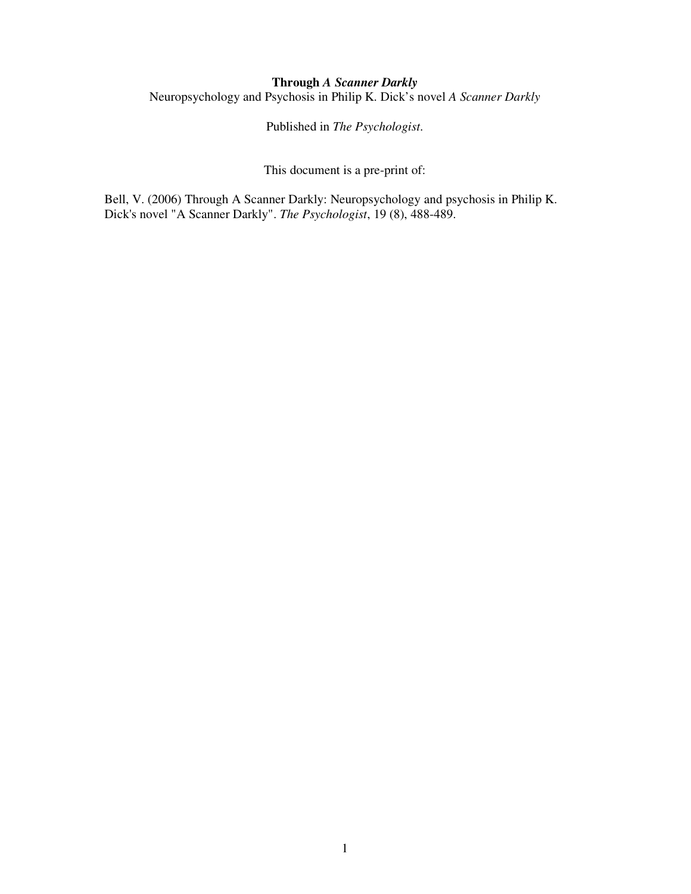**Through *A Scanner Darkly***

Neuropsychology and Psychosis in Philip K. Dick's novel *A Scanner Darkly*

Published in *The Psychologist*.

This document is a pre-print of:

Bell, V. (2006) Through A Scanner Darkly: Neuropsychology and psychosis in Philip K. Dick's novel "A Scanner Darkly". *The Psychologist*, 19 (8), 488-489.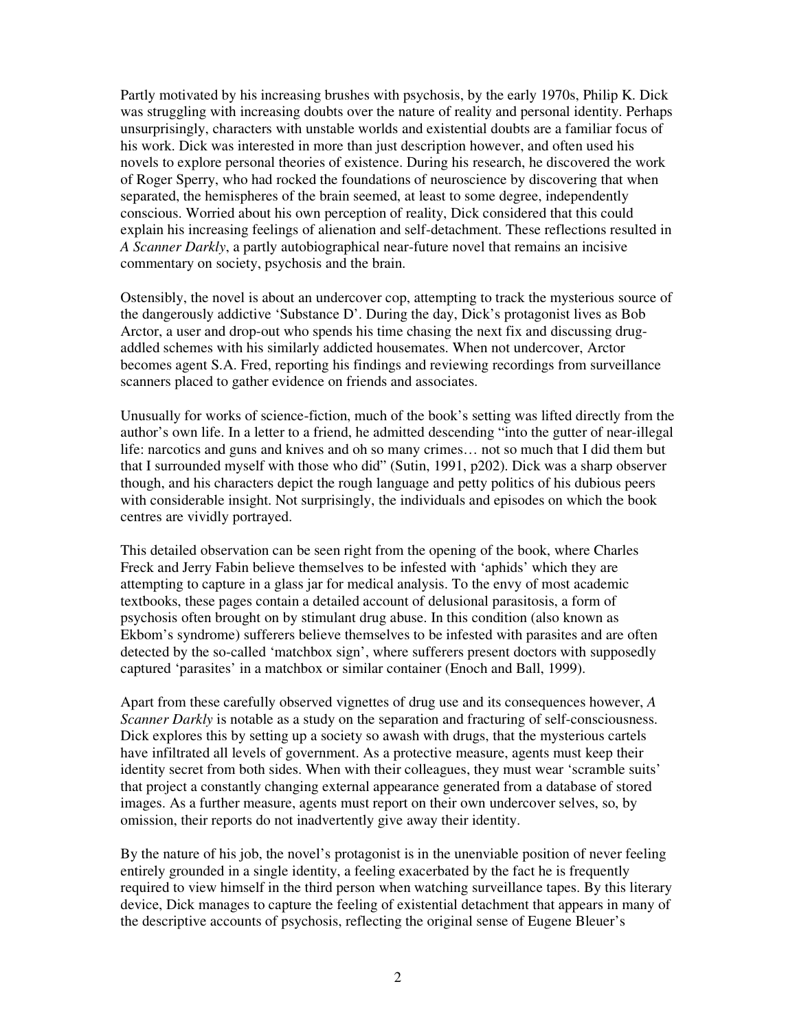Partly motivated by his increasing brushes with psychosis, by the early 1970s, Philip K. Dick was struggling with increasing doubts over the nature of reality and personal identity. Perhaps unsurprisingly, characters with unstable worlds and existential doubts are a familiar focus of his work. Dick was interested in more than just description however, and often used his novels to explore personal theories of existence. During his research, he discovered the work of Roger Sperry, who had rocked the foundations of neuroscience by discovering that when separated, the hemispheres of the brain seemed, at least to some degree, independently conscious. Worried about his own perception of reality, Dick considered that this could explain his increasing feelings of alienation and self-detachment. These reflections resulted in *A Scanner Darkly*, a partly autobiographical near-future novel that remains an incisive commentary on society, psychosis and the brain.

Ostensibly, the novel is about an undercover cop, attempting to track the mysterious source of the dangerously addictive 'Substance D'. During the day, Dick's protagonist lives as Bob Arctor, a user and drop-out who spends his time chasing the next fix and discussing drug-addled schemes with his similarly addicted housemates. When not undercover, Arctor becomes agent S.A. Fred, reporting his findings and reviewing recordings from surveillance scanners placed to gather evidence on friends and associates.

Unusually for works of science-fiction, much of the book's setting was lifted directly from the author's own life. In a letter to a friend, he admitted descending "into the gutter of near-illegal life: narcotics and guns and knives and oh so many crimes… not so much that I did them but that I surrounded myself with those who did" (Sutin, 1991, p202). Dick was a sharp observer though, and his characters depict the rough language and petty politics of his dubious peers with considerable insight. Not surprisingly, the individuals and episodes on which the book centres are vividly portrayed.

This detailed observation can be seen right from the opening of the book, where Charles Freck and Jerry Fabin believe themselves to be infested with 'aphids' which they are attempting to capture in a glass jar for medical analysis. To the envy of most academic textbooks, these pages contain a detailed account of delusional parasitosis, a form of psychosis often brought on by stimulant drug abuse. In this condition (also known as Ekbom's syndrome) sufferers believe themselves to be infested with parasites and are often detected by the so-called 'matchbox sign', where sufferers present doctors with supposedly captured 'parasites' in a matchbox or similar container (Enoch and Ball, 1999).

Apart from these carefully observed vignettes of drug use and its consequences however, *A Scanner Darkly* is notable as a study on the separation and fracturing of self-consciousness. Dick explores this by setting up a society so awash with drugs, that the mysterious cartels have infiltrated all levels of government. As a protective measure, agents must keep their identity secret from both sides. When with their colleagues, they must wear 'scramble suits' that project a constantly changing external appearance generated from a database of stored images. As a further measure, agents must report on their own undercover selves, so, by omission, their reports do not inadvertently give away their identity.

By the nature of his job, the novel's protagonist is in the unenviable position of never feeling entirely grounded in a single identity, a feeling exacerbated by the fact he is frequently required to view himself in the third person when watching surveillance tapes. By this literary device, Dick manages to capture the feeling of existential detachment that appears in many of the descriptive accounts of psychosis, reflecting the original sense of Eugene Bleuer's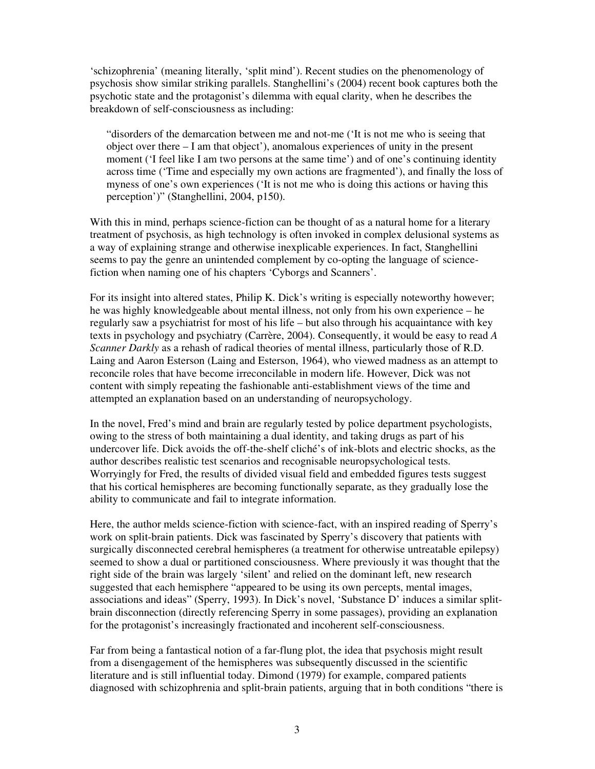'schizophrenia' (meaning literally, 'split mind'). Recent studies on the phenomenology of psychosis show similar striking parallels. Stanghellini's (2004) recent book captures both the psychotic state and the protagonist's dilemma with equal clarity, when he describes the breakdown of self-consciousness as including:

> "disorders of the demarcation between me and not-me ('It is not me who is seeing that object over there – I am that object'), anomalous experiences of unity in the present moment ('I feel like I am two persons at the same time') and of one's continuing identity across time ('Time and especially my own actions are fragmented'), and finally the loss of myness of one's own experiences ('It is not me who is doing this actions or having this perception')" (Stanghellini, 2004, p150).

With this in mind, perhaps science-fiction can be thought of as a natural home for a literary treatment of psychosis, as high technology is often invoked in complex delusional systems as a way of explaining strange and otherwise inexplicable experiences. In fact, Stanghellini seems to pay the genre an unintended complement by co-opting the language of science-fiction when naming one of his chapters 'Cyborgs and Scanners'.

For its insight into altered states, Philip K. Dick's writing is especially noteworthy however; he was highly knowledgeable about mental illness, not only from his own experience – he regularly saw a psychiatrist for most of his life – but also through his acquaintance with key texts in psychology and psychiatry (Carrère, 2004). Consequently, it would be easy to read *A Scanner Darkly* as a rehash of radical theories of mental illness, particularly those of R.D. Laing and Aaron Esterson (Laing and Esterson, 1964), who viewed madness as an attempt to reconcile roles that have become irreconcilable in modern life. However, Dick was not content with simply repeating the fashionable anti-establishment views of the time and attempted an explanation based on an understanding of neuropsychology.

In the novel, Fred's mind and brain are regularly tested by police department psychologists, owing to the stress of both maintaining a dual identity, and taking drugs as part of his undercover life. Dick avoids the off-the-shelf cliché's of ink-blots and electric shocks, as the author describes realistic test scenarios and recognisable neuropsychological tests. Worryingly for Fred, the results of divided visual field and embedded figures tests suggest that his cortical hemispheres are becoming functionally separate, as they gradually lose the ability to communicate and fail to integrate information.

Here, the author melds science-fiction with science-fact, with an inspired reading of Sperry's work on split-brain patients. Dick was fascinated by Sperry's discovery that patients with surgically disconnected cerebral hemispheres (a treatment for otherwise untreatable epilepsy) seemed to show a dual or partitioned consciousness. Where previously it was thought that the right side of the brain was largely 'silent' and relied on the dominant left, new research suggested that each hemisphere "appeared to be using its own percepts, mental images, associations and ideas" (Sperry, 1993). In Dick's novel, 'Substance D' induces a similar split-brain disconnection (directly referencing Sperry in some passages), providing an explanation for the protagonist's increasingly fractionated and incoherent self-consciousness.

Far from being a fantastical notion of a far-flung plot, the idea that psychosis might result from a disengagement of the hemispheres was subsequently discussed in the scientific literature and is still influential today. Dimond (1979) for example, compared patients diagnosed with schizophrenia and split-brain patients, arguing that in both conditions "there is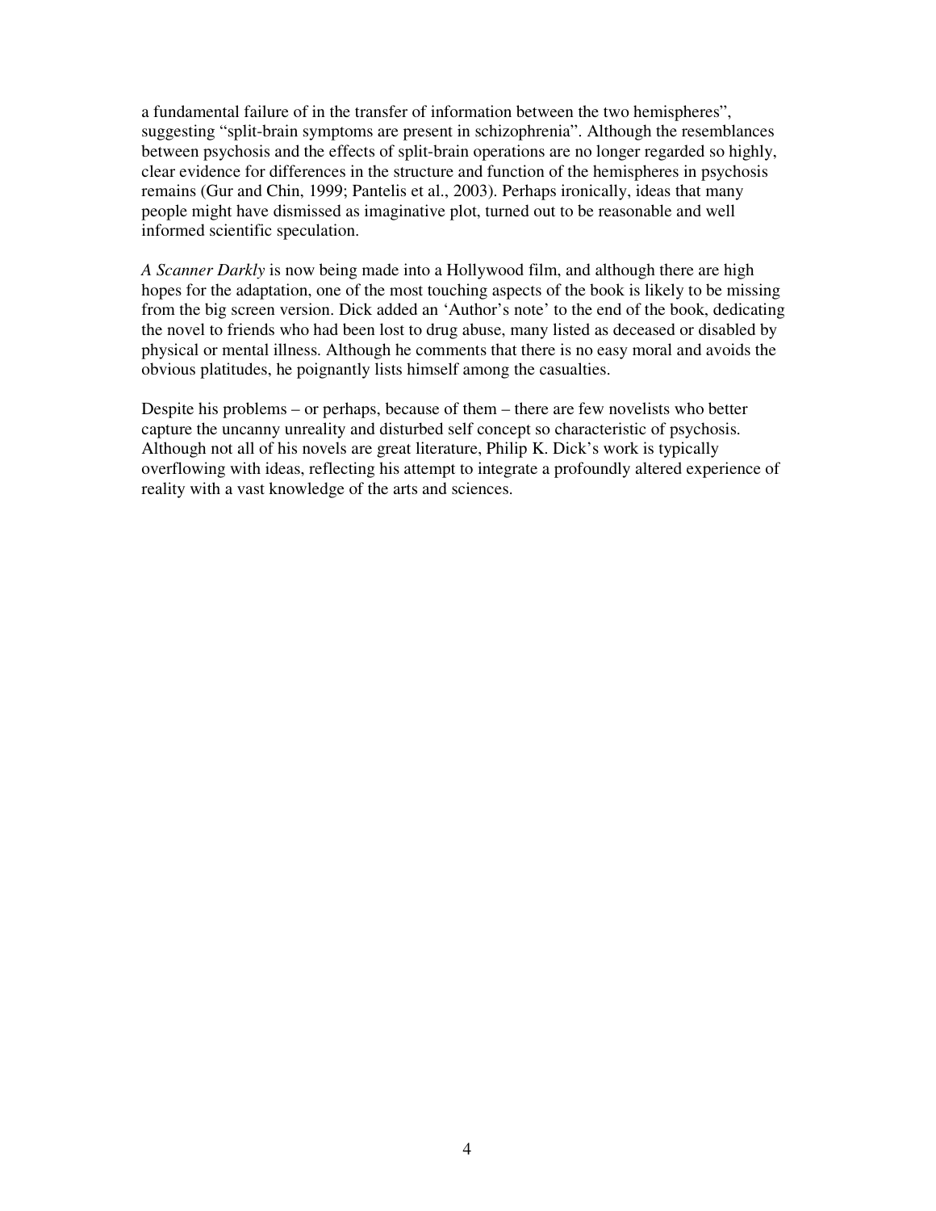a fundamental failure of in the transfer of information between the two hemispheres", suggesting "split-brain symptoms are present in schizophrenia". Although the resemblances between psychosis and the effects of split-brain operations are no longer regarded so highly, clear evidence for differences in the structure and function of the hemispheres in psychosis remains (Gur and Chin, 1999; Pantelis et al., 2003). Perhaps ironically, ideas that many people might have dismissed as imaginative plot, turned out to be reasonable and well informed scientific speculation.

*A Scanner Darkly* is now being made into a Hollywood film, and although there are high hopes for the adaptation, one of the most touching aspects of the book is likely to be missing from the big screen version. Dick added an 'Author's note' to the end of the book, dedicating the novel to friends who had been lost to drug abuse, many listed as deceased or disabled by physical or mental illness. Although he comments that there is no easy moral and avoids the obvious platitudes, he poignantly lists himself among the casualties.

Despite his problems – or perhaps, because of them – there are few novelists who better capture the uncanny unreality and disturbed self concept so characteristic of psychosis. Although not all of his novels are great literature, Philip K. Dick's work is typically overflowing with ideas, reflecting his attempt to integrate a profoundly altered experience of reality with a vast knowledge of the arts and sciences.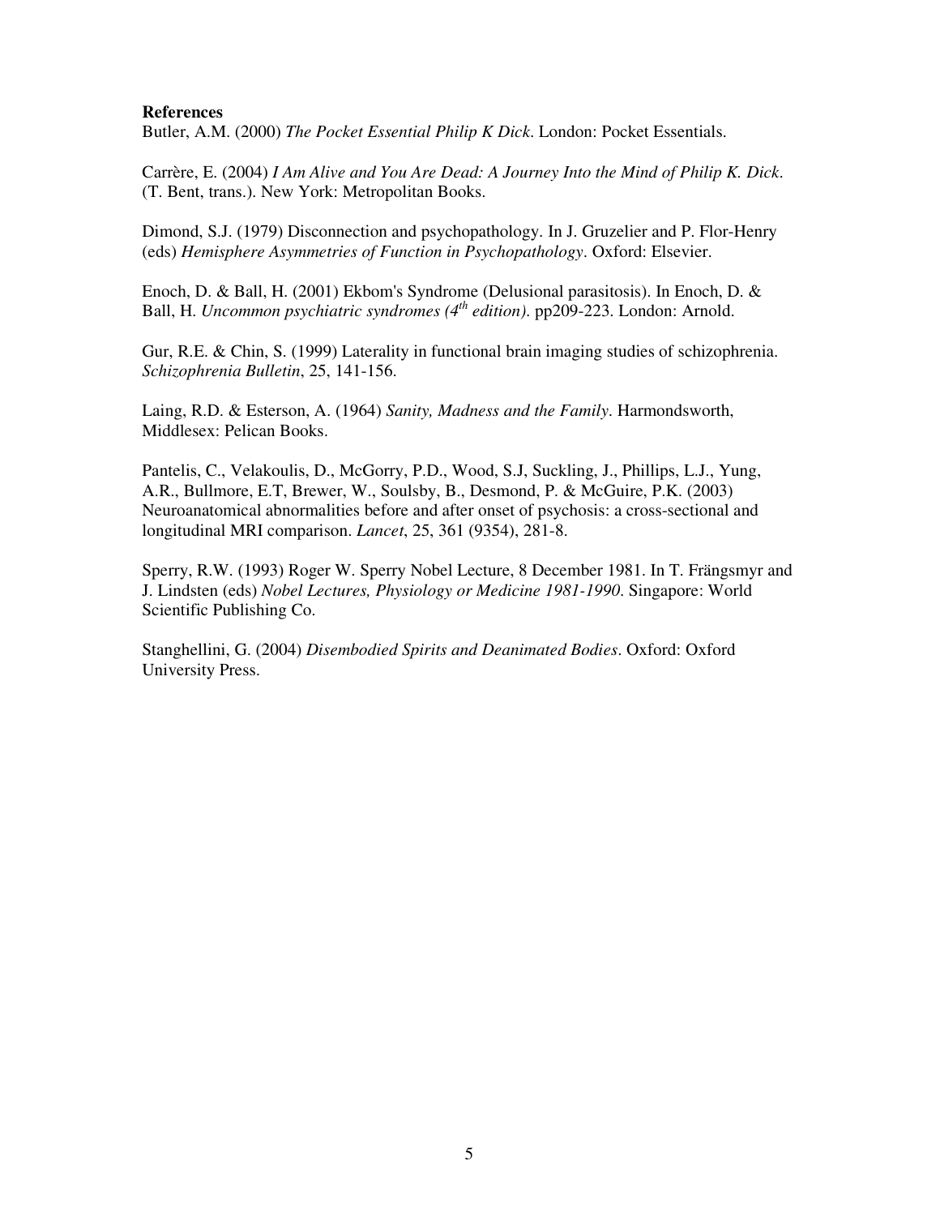**References**

Butler, A.M. (2000) *The Pocket Essential Philip K Dick*. London: Pocket Essentials.

Carrère, E. (2004) *I Am Alive and You Are Dead: A Journey Into the Mind of Philip K. Dick*. (T. Bent, trans.). New York: Metropolitan Books.

Dimond, S.J. (1979) Disconnection and psychopathology. In J. Gruzelier and P. Flor-Henry (eds) *Hemisphere Asymmetries of Function in Psychopathology*. Oxford: Elsevier.

Enoch, D. & Ball, H. (2001) Ekbom's Syndrome (Delusional parasitosis). In Enoch, D. & Ball, H. *Uncommon psychiatric syndromes (4th edition)*. pp209-223. London: Arnold.

Gur, R.E. & Chin, S. (1999) Laterality in functional brain imaging studies of schizophrenia. *Schizophrenia Bulletin*, 25, 141-156.

Laing, R.D. & Esterson, A. (1964) *Sanity, Madness and the Family*. Harmondsworth, Middlesex: Pelican Books.

Pantelis, C., Velakoulis, D., McGorry, P.D., Wood, S.J, Suckling, J., Phillips, L.J., Yung, A.R., Bullmore, E.T, Brewer, W., Soulsby, B., Desmond, P. & McGuire, P.K. (2003) Neuroanatomical abnormalities before and after onset of psychosis: a cross-sectional and longitudinal MRI comparison. *Lancet*, 25, 361 (9354), 281-8.

Sperry, R.W. (1993) Roger W. Sperry Nobel Lecture, 8 December 1981. In T. Frängsmyr and J. Lindsten (eds) *Nobel Lectures, Physiology or Medicine 1981-1990*. Singapore: World Scientific Publishing Co.

Stanghellini, G. (2004) *Disembodied Spirits and Deanimated Bodies*. Oxford: Oxford University Press.